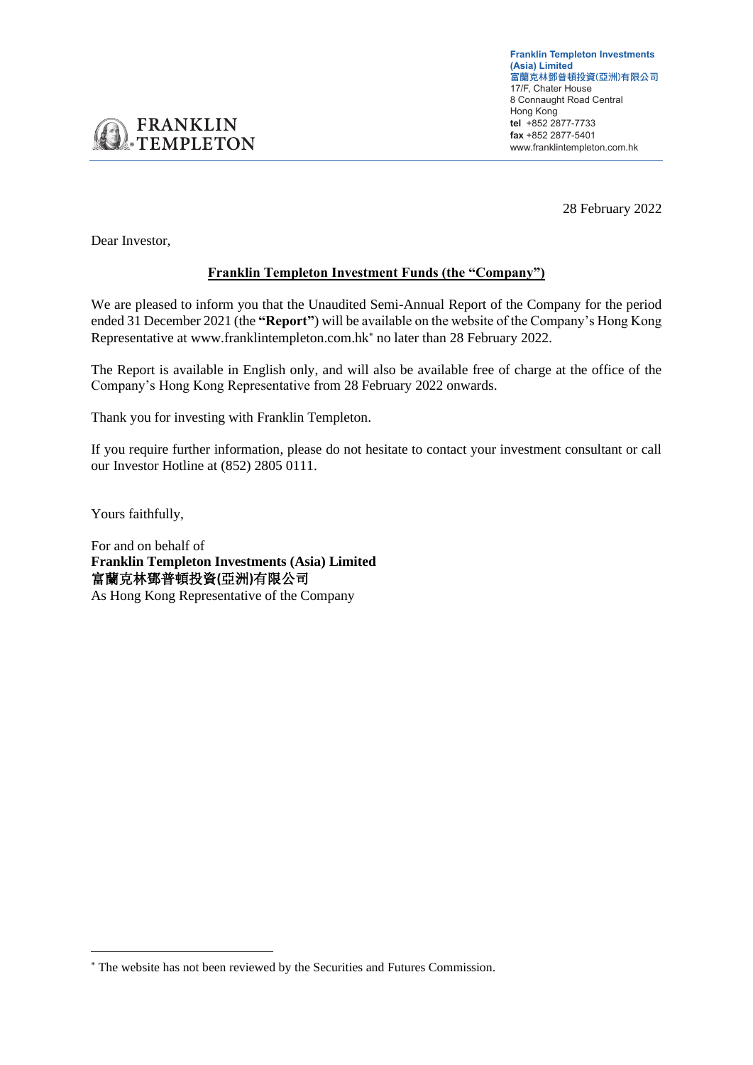Franklin Templeton Investments (Asia) Limited
富蘭克林鄧普頓投資(亞洲)有限公司
17/F, Chater House
8 Connaught Road Central
Hong Kong
**tel** +852 2877-7733
**fax** +852 2877-5401
www.franklintempleton.com.hk

28 February 2022

Dear Investor,

**Franklin Templeton Investment Funds (the "Company")**

We are pleased to inform you that the Unaudited Semi-Annual Report of the Company for the period ended 31 December 2021 (the **"Report"**) will be available on the website of the Company's Hong Kong Representative at www.franklintempleton.com.hk* no later than 28 February 2022.

The Report is available in English only, and will also be available free of charge at the office of the Company's Hong Kong Representative from 28 February 2022 onwards.

Thank you for investing with Franklin Templeton.

If you require further information, please do not hesitate to contact your investment consultant or call our Investor Hotline at (852) 2805 0111.

Yours faithfully,

For and on behalf of
**Franklin Templeton Investments (Asia) Limited**
**富蘭克林鄧普頓投資(亞洲)有限公司**
As Hong Kong Representative of the Company

---

* The website has not been reviewed by the Securities and Futures Commission.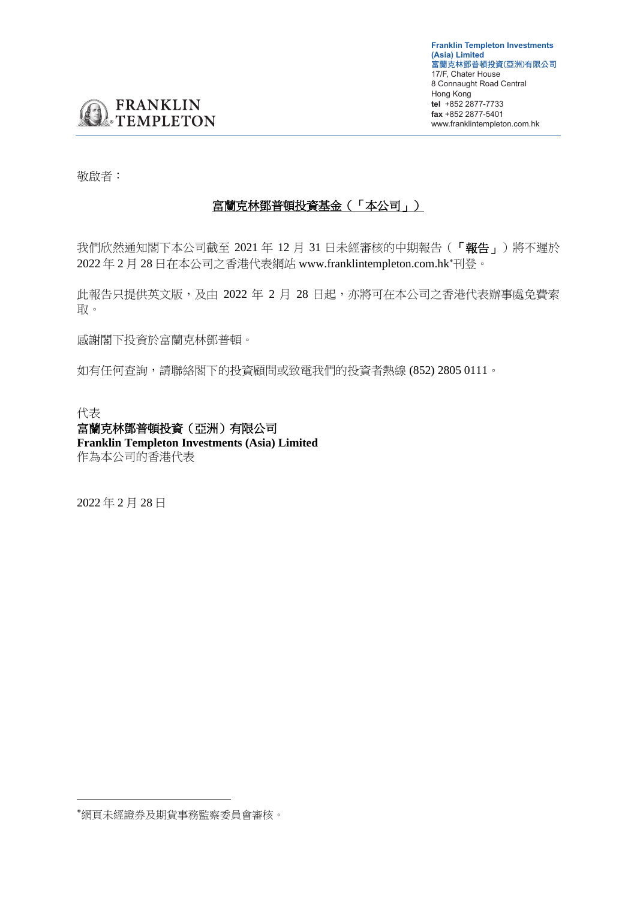**Franklin Templeton Investments (Asia) Limited**
**富蘭克林鄧普頓投資(亞洲)有限公司**
17/F, Chater House
8 Connaught Road Central
Hong Kong
**tel** +852 2877-7733
**fax** +852 2877-5401
www.franklintempleton.com.hk

敬啟者：

## 富蘭克林鄧普頓投資基金（「本公司」）

我們欣然通知閣下本公司截至 2021 年 12 月 31 日未經審核的中期報告（**「報告」**）將不遲於 2022 年 2 月 28 日在本公司之香港代表網站 www.franklintempleton.com.hk*刊登。

此報告只提供英文版，及由 2022 年 2 月 28 日起，亦將可在本公司之香港代表辦事處免費索取。

感謝閣下投資於富蘭克林鄧普頓。

如有任何查詢，請聯絡閣下的投資顧問或致電我們的投資者熱線 (852) 2805 0111。

代表
**富蘭克林鄧普頓投資（亞洲）有限公司**
**Franklin Templeton Investments (Asia) Limited**
作為本公司的香港代表

2022 年 2 月 28 日

*網頁未經證券及期貨事務監察委員會審核。